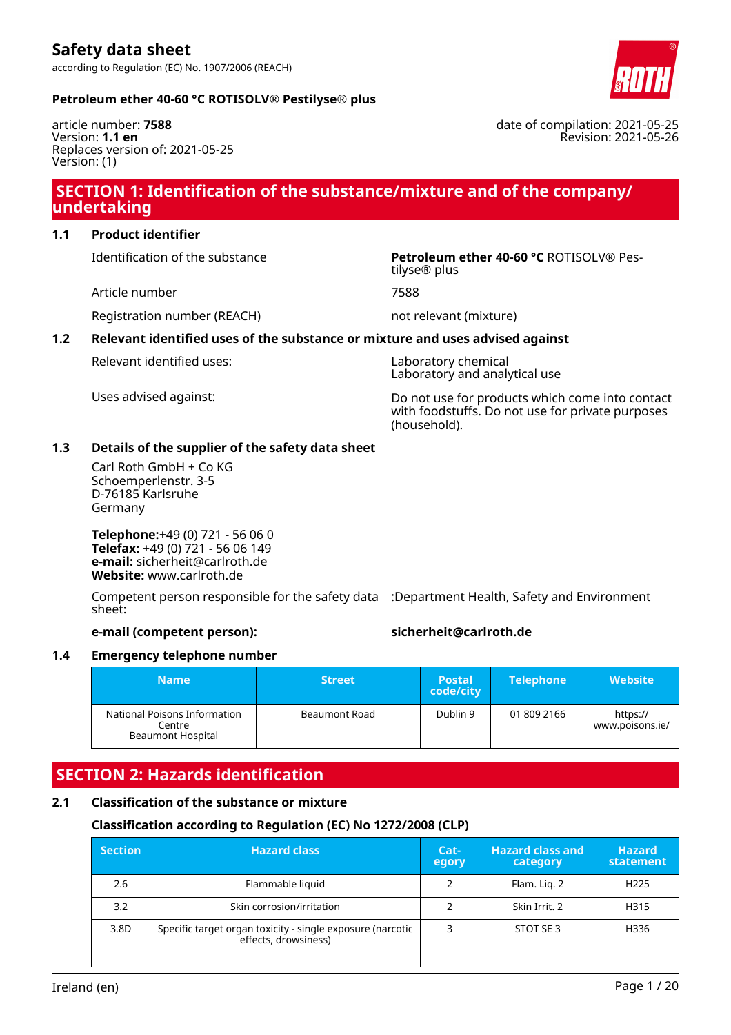# Safety data sheet

according to Regulation (EC) No. 1907/2006 (REACH)

**Petroleum ether 40-60 °C ROTISOLV® Pestilyse® plus**

article number: **7588**
Version: **1.1 en**
Replaces version of: 2021-05-25
Version: (1)

date of compilation: 2021-05-25
Revision: 2021-05-26

## SECTION 1: Identification of the substance/mixture and of the company/undertaking

### 1.1 Product identifier

| | |
|---|---|
| Identification of the substance | **Petroleum ether 40-60 °C** ROTISOLV® Pestilyse® plus |
| Article number | 7588 |
| Registration number (REACH) | not relevant (mixture) |

### 1.2 Relevant identified uses of the substance or mixture and uses advised against

| | |
|---|---|
| Relevant identified uses: | Laboratory chemical<br>Laboratory and analytical use |
| Uses advised against: | Do not use for products which come into contact with foodstuffs. Do not use for private purposes (household). |

### 1.3 Details of the supplier of the safety data sheet

Carl Roth GmbH + Co KG
Schoemperlenstr. 3-5
D-76185 Karlsruhe
Germany

**Telephone:**+49 (0) 721 - 56 06 0
**Telefax:** +49 (0) 721 - 56 06 149
**e-mail:** sicherheit@carlroth.de
**Website:** www.carlroth.de

Competent person responsible for the safety data sheet: :Department Health, Safety and Environment

**e-mail (competent person):** **sicherheit@carlroth.de**

### 1.4 Emergency telephone number

| Name | Street | Postal code/city | Telephone | Website |
|---|---|---|---|---|
| National Poisons Information Centre<br>Beaumont Hospital | Beaumont Road | Dublin 9 | 01 809 2166 | https://www.poisons.ie/ |

## SECTION 2: Hazards identification

### 2.1 Classification of the substance or mixture

#### Classification according to Regulation (EC) No 1272/2008 (CLP)

| Section | Hazard class | Category | Hazard class and category | Hazard statement |
|---|---|---|---|---|
| 2.6 | Flammable liquid | 2 | Flam. Liq. 2 | H225 |
| 3.2 | Skin corrosion/irritation | 2 | Skin Irrit. 2 | H315 |
| 3.8D | Specific target organ toxicity - single exposure (narcotic effects, drowsiness) | 3 | STOT SE 3 | H336 |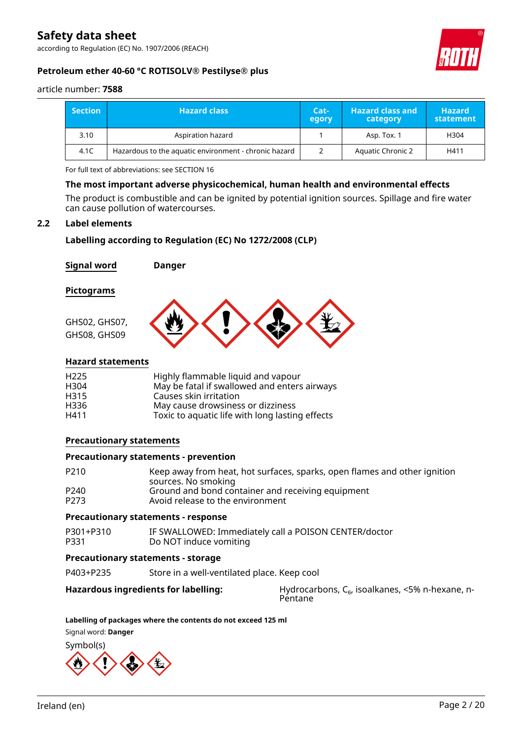| Section | Hazard class | Cat-egory | Hazard class and category | Hazard statement |
|---|---|---|---|---|
| 3.10 | Aspiration hazard | 1 | Asp. Tox. 1 | H304 |
| 4.1C | Hazardous to the aquatic environment - chronic hazard | 2 | Aquatic Chronic 2 | H411 |

For full text of abbreviations: see SECTION 16

**The most important adverse physicochemical, human health and environmental effects**

The product is combustible and can be ignited by potential ignition sources. Spillage and fire water can cause pollution of watercourses.

## 2.2 Label elements

**Labelling according to Regulation (EC) No 1272/2008 (CLP)**

**Signal word** **Danger**

**Pictograms**

GHS02, GHS07, GHS08, GHS09

**Hazard statements**

| | |
|---|---|
| H225 | Highly flammable liquid and vapour |
| H304 | May be fatal if swallowed and enters airways |
| H315 | Causes skin irritation |
| H336 | May cause drowsiness or dizziness |
| H411 | Toxic to aquatic life with long lasting effects |

**Precautionary statements**

**Precautionary statements - prevention**

| | |
|---|---|
| P210 | Keep away from heat, hot surfaces, sparks, open flames and other ignition sources. No smoking |
| P240 | Ground and bond container and receiving equipment |
| P273 | Avoid release to the environment |

**Precautionary statements - response**

| | |
|---|---|
| P301+P310 | IF SWALLOWED: Immediately call a POISON CENTER/doctor |
| P331 | Do NOT induce vomiting |

**Precautionary statements - storage**

| | |
|---|---|
| P403+P235 | Store in a well-ventilated place. Keep cool |

**Hazardous ingredients for labelling:** Hydrocarbons, $C_6$, isoalkanes, <5% n-hexane, n-Pentane

**Labelling of packages where the contents do not exceed 125 ml**

Signal word: **Danger**

Symbol(s)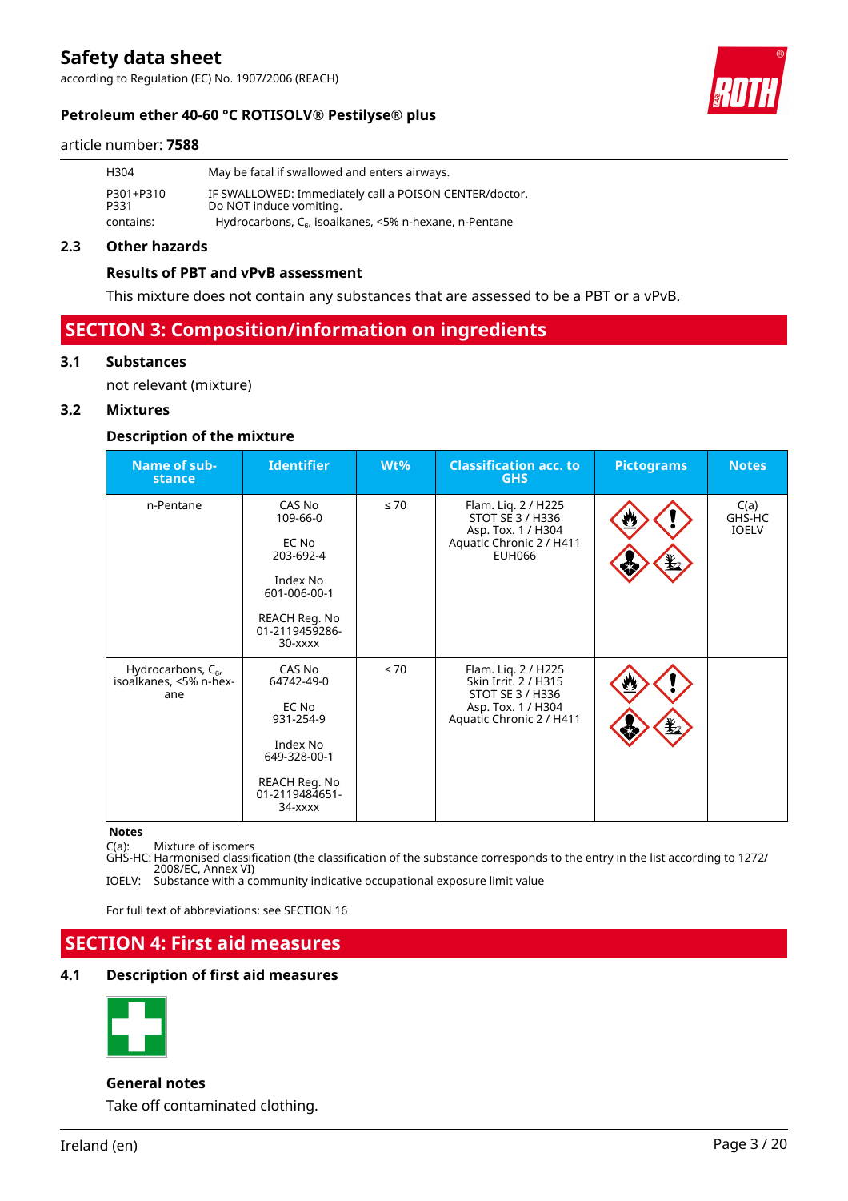| | |
|---|---|
| H304 | May be fatal if swallowed and enters airways. |
| P301+P310<br>P331 | IF SWALLOWED: Immediately call a POISON CENTER/doctor.<br>Do NOT induce vomiting. |
| contains: | Hydrocarbons, $C_6$, isoalkanes, <5% n-hexane, n-Pentane |

### 2.3 Other hazards

**Results of PBT and vPvB assessment**

This mixture does not contain any substances that are assessed to be a PBT or a vPvB.

## SECTION 3: Composition/information on ingredients

### 3.1 Substances

not relevant (mixture)

### 3.2 Mixtures

**Description of the mixture**

| Name of substance | Identifier | Wt% | Classification acc. to GHS | Pictograms | Notes |
|---|---|---|---|---|---|
| n-Pentane | CAS No<br>109-66-0<br><br>EC No<br>203-692-4<br><br>Index No<br>601-006-00-1<br><br>REACH Reg. No<br>01-2119459286-30-xxxx | ≤ 70 | Flam. Liq. 2 / H225<br>STOT SE 3 / H336<br>Asp. Tox. 1 / H304<br>Aquatic Chronic 2 / H411<br>EUH066 | | C(a)<br>GHS-HC<br>IOELV |
| Hydrocarbons, $C_6$, isoalkanes, <5% n-hexane | CAS No<br>64742-49-0<br><br>EC No<br>931-254-9<br><br>Index No<br>649-328-00-1<br><br>REACH Reg. No<br>01-2119484651-34-xxxx | ≤ 70 | Flam. Liq. 2 / H225<br>Skin Irrit. 2 / H315<br>STOT SE 3 / H336<br>Asp. Tox. 1 / H304<br>Aquatic Chronic 2 / H411 | | |

**Notes**

C(a): Mixture of isomers
GHS-HC: Harmonised classification (the classification of the substance corresponds to the entry in the list according to 1272/2008/EC, Annex VI)
IOELV: Substance with a community indicative occupational exposure limit value

For full text of abbreviations: see SECTION 16

## SECTION 4: First aid measures

### 4.1 Description of first aid measures

**General notes**

Take off contaminated clothing.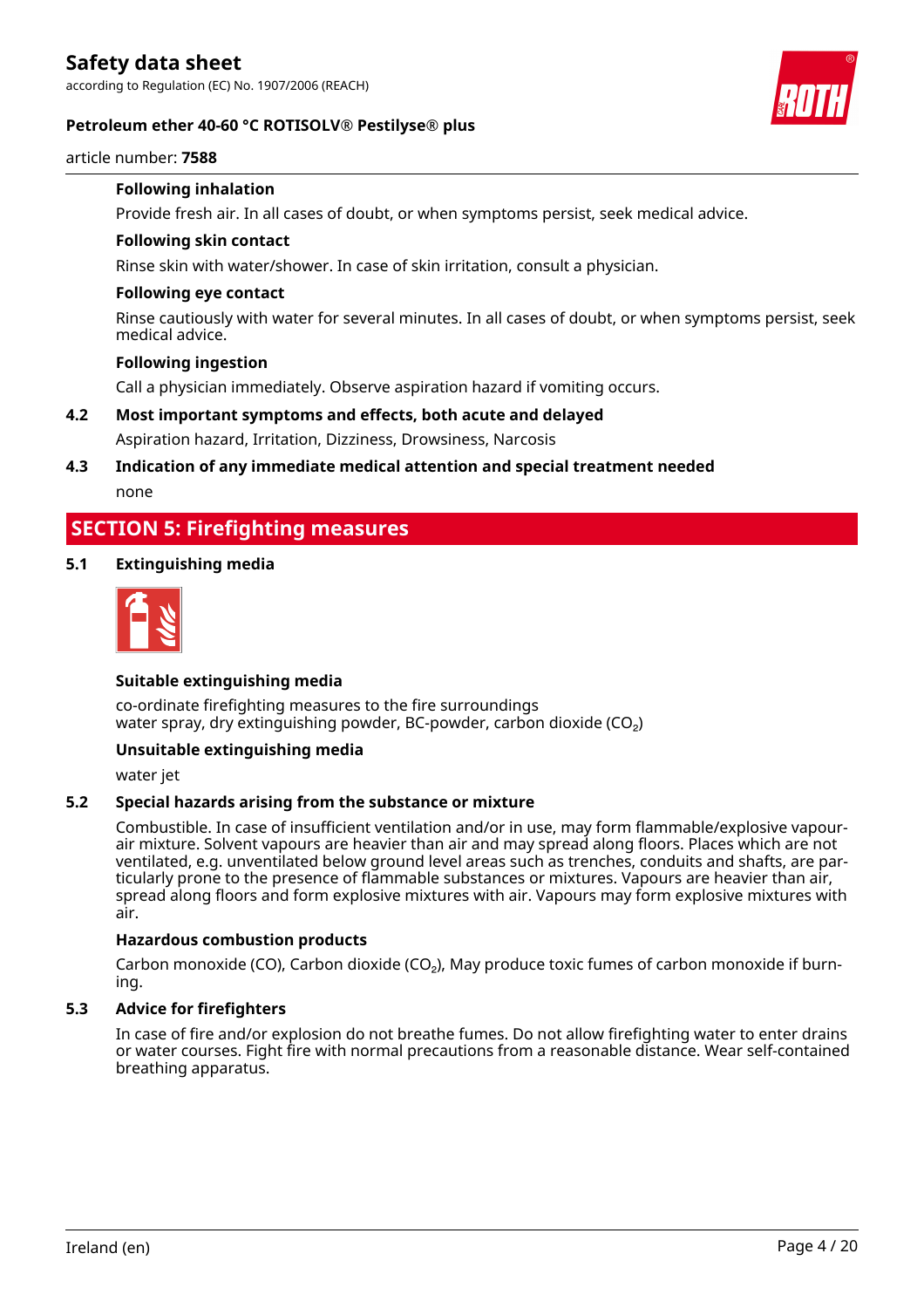#### Following inhalation

Provide fresh air. In all cases of doubt, or when symptoms persist, seek medical advice.

#### Following skin contact

Rinse skin with water/shower. In case of skin irritation, consult a physician.

#### Following eye contact

Rinse cautiously with water for several minutes. In all cases of doubt, or when symptoms persist, seek medical advice.

#### Following ingestion

Call a physician immediately. Observe aspiration hazard if vomiting occurs.

### 4.2 Most important symptoms and effects, both acute and delayed

Aspiration hazard, Irritation, Dizziness, Drowsiness, Narcosis

### 4.3 Indication of any immediate medical attention and special treatment needed

none

## SECTION 5: Firefighting measures

### 5.1 Extinguishing media

#### Suitable extinguishing media

co-ordinate firefighting measures to the fire surroundings
water spray, dry extinguishing powder, BC-powder, carbon dioxide ($CO_2$)

#### Unsuitable extinguishing media

water jet

### 5.2 Special hazards arising from the substance or mixture

Combustible. In case of insufficient ventilation and/or in use, may form flammable/explosive vapour-air mixture. Solvent vapours are heavier than air and may spread along floors. Places which are not ventilated, e.g. unventilated below ground level areas such as trenches, conduits and shafts, are particularly prone to the presence of flammable substances or mixtures. Vapours are heavier than air, spread along floors and form explosive mixtures with air. Vapours may form explosive mixtures with air.

#### Hazardous combustion products

Carbon monoxide (CO), Carbon dioxide ($CO_2$), May produce toxic fumes of carbon monoxide if burning.

### 5.3 Advice for firefighters

In case of fire and/or explosion do not breathe fumes. Do not allow firefighting water to enter drains or water courses. Fight fire with normal precautions from a reasonable distance. Wear self-contained breathing apparatus.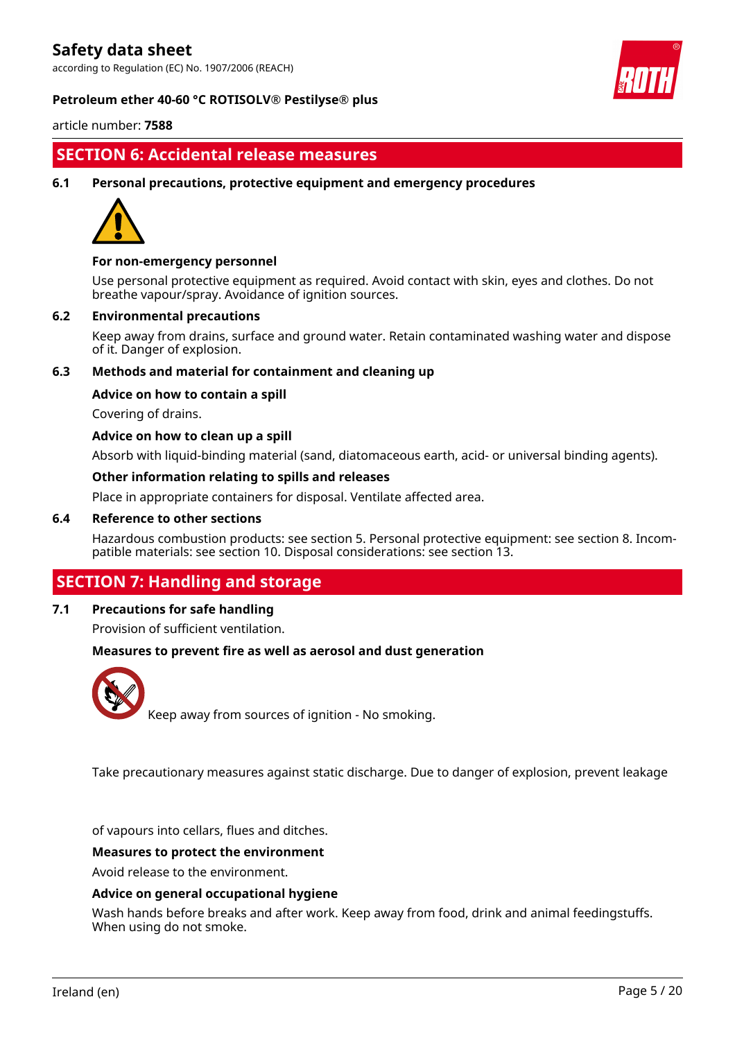## SECTION 6: Accidental release measures

### 6.1 Personal precautions, protective equipment and emergency procedures

**For non-emergency personnel**

Use personal protective equipment as required. Avoid contact with skin, eyes and clothes. Do not breathe vapour/spray. Avoidance of ignition sources.

### 6.2 Environmental precautions

Keep away from drains, surface and ground water. Retain contaminated washing water and dispose of it. Danger of explosion.

### 6.3 Methods and material for containment and cleaning up

**Advice on how to contain a spill**

Covering of drains.

**Advice on how to clean up a spill**

Absorb with liquid-binding material (sand, diatomaceous earth, acid- or universal binding agents).

**Other information relating to spills and releases**

Place in appropriate containers for disposal. Ventilate affected area.

### 6.4 Reference to other sections

Hazardous combustion products: see section 5. Personal protective equipment: see section 8. Incompatible materials: see section 10. Disposal considerations: see section 13.

## SECTION 7: Handling and storage

### 7.1 Precautions for safe handling

Provision of sufficient ventilation.

**Measures to prevent fire as well as aerosol and dust generation**

Keep away from sources of ignition - No smoking.

Take precautionary measures against static discharge. Due to danger of explosion, prevent leakage of vapours into cellars, flues and ditches.

**Measures to protect the environment**

Avoid release to the environment.

**Advice on general occupational hygiene**

Wash hands before breaks and after work. Keep away from food, drink and animal feedingstuffs. When using do not smoke.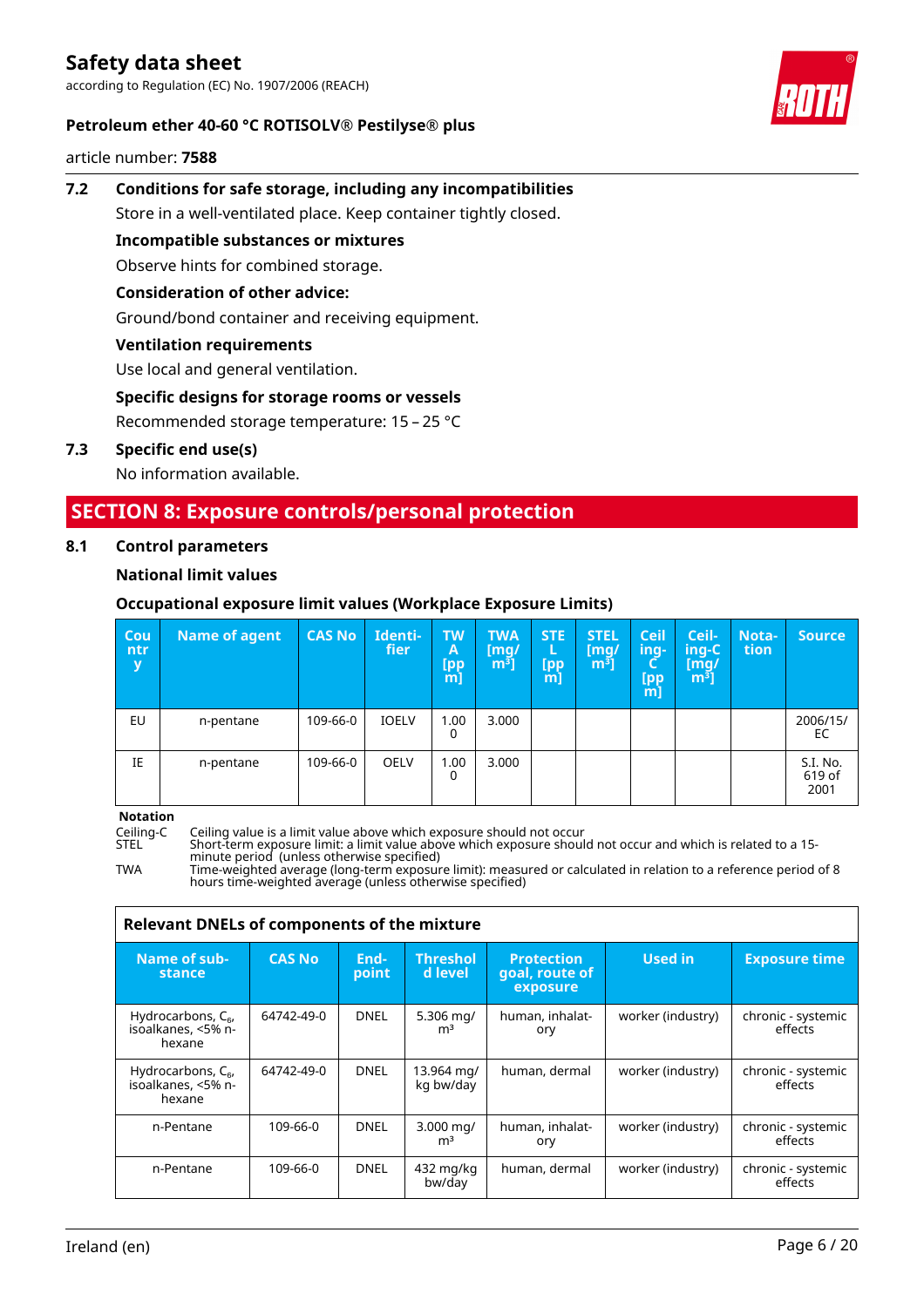### 7.2 Conditions for safe storage, including any incompatibilities

Store in a well-ventilated place. Keep container tightly closed.

**Incompatible substances or mixtures**

Observe hints for combined storage.

**Consideration of other advice:**

Ground/bond container and receiving equipment.

**Ventilation requirements**

Use local and general ventilation.

**Specific designs for storage rooms or vessels**

Recommended storage temperature: 15 – 25 °C

### 7.3 Specific end use(s)

No information available.

## SECTION 8: Exposure controls/personal protection

### 8.1 Control parameters

**National limit values**

**Occupational exposure limit values (Workplace Exposure Limits)**

| Country | Name of agent | CAS No | Identifier | TWA [ppm] | TWA [mg/m³] | STEL [ppm] | STEL [mg/m³] | Ceiling-C [ppm] | Ceiling-C [mg/m³] | Notation | Source |
|---|---|---|---|---|---|---|---|---|---|---|---|
| EU | n-pentane | 109-66-0 | IOELV | 1.000 | 3.000 | | | | | | 2006/15/EC |
| IE | n-pentane | 109-66-0 | OELV | 1.000 | 3.000 | | | | | | S.I. No. 619 of 2001 |

**Notation**

Ceiling-C Ceiling value is a limit value above which exposure should not occur
STEL Short-term exposure limit: a limit value above which exposure should not occur and which is related to a 15-minute period (unless otherwise specified)
TWA Time-weighted average (long-term exposure limit): measured or calculated in relation to a reference period of 8 hours time-weighted average (unless otherwise specified)

**Relevant DNELs of components of the mixture**

| Name of substance | CAS No | Endpoint | Threshold level | Protection goal, route of exposure | Used in | Exposure time |
|---|---|---|---|---|---|---|
| Hydrocarbons, $C_6$, isoalkanes, <5% n-hexane | 64742-49-0 | DNEL | 5.306 mg/m³ | human, inhalatory | worker (industry) | chronic - systemic effects |
| Hydrocarbons, $C_6$, isoalkanes, <5% n-hexane | 64742-49-0 | DNEL | 13.964 mg/kg bw/day | human, dermal | worker (industry) | chronic - systemic effects |
| n-Pentane | 109-66-0 | DNEL | 3.000 mg/m³ | human, inhalatory | worker (industry) | chronic - systemic effects |
| n-Pentane | 109-66-0 | DNEL | 432 mg/kg bw/day | human, dermal | worker (industry) | chronic - systemic effects |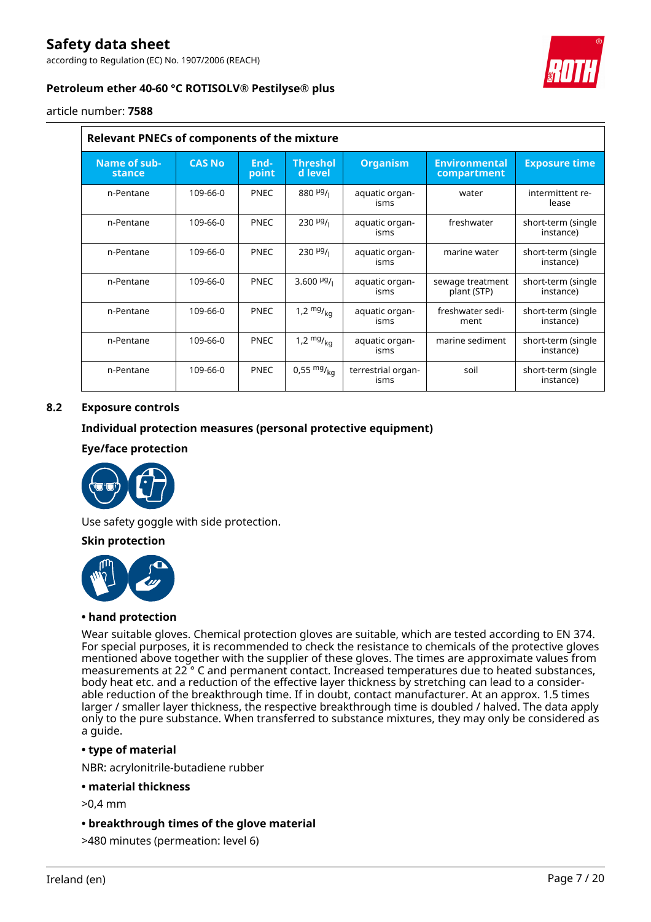| Relevant PNECs of components of the mixture | | | | | | |
|---|---|---|---|---|---|---|
| Name of substance | CAS No | Endpoint | Threshold level | Organism | Environmental compartment | Exposure time |
| n-Pentane | 109-66-0 | PNEC | 880 $^{µg}/_{l}$ | aquatic organisms | water | intermittent release |
| n-Pentane | 109-66-0 | PNEC | 230 $^{µg}/_{l}$ | aquatic organisms | freshwater | short-term (single instance) |
| n-Pentane | 109-66-0 | PNEC | 230 $^{µg}/_{l}$ | aquatic organisms | marine water | short-term (single instance) |
| n-Pentane | 109-66-0 | PNEC | 3.600 $^{µg}/_{l}$ | aquatic organisms | sewage treatment plant (STP) | short-term (single instance) |
| n-Pentane | 109-66-0 | PNEC | 1,2 $^{mg}/_{kg}$ | aquatic organisms | freshwater sediment | short-term (single instance) |
| n-Pentane | 109-66-0 | PNEC | 1,2 $^{mg}/_{kg}$ | aquatic organisms | marine sediment | short-term (single instance) |
| n-Pentane | 109-66-0 | PNEC | 0,55 $^{mg}/_{kg}$ | terrestrial organisms | soil | short-term (single instance) |

## 8.2 Exposure controls

### Individual protection measures (personal protective equipment)

#### Eye/face protection

Use safety goggle with side protection.

#### Skin protection

**• hand protection**

Wear suitable gloves. Chemical protection gloves are suitable, which are tested according to EN 374. For special purposes, it is recommended to check the resistance to chemicals of the protective gloves mentioned above together with the supplier of these gloves. The times are approximate values from measurements at 22 ° C and permanent contact. Increased temperatures due to heated substances, body heat etc. and a reduction of the effective layer thickness by stretching can lead to a considerable reduction of the breakthrough time. If in doubt, contact manufacturer. At an approx. 1.5 times larger / smaller layer thickness, the respective breakthrough time is doubled / halved. The data apply only to the pure substance. When transferred to substance mixtures, they may only be considered as a guide.

**• type of material**

NBR: acrylonitrile-butadiene rubber

**• material thickness**

>0,4 mm

**• breakthrough times of the glove material**

>480 minutes (permeation: level 6)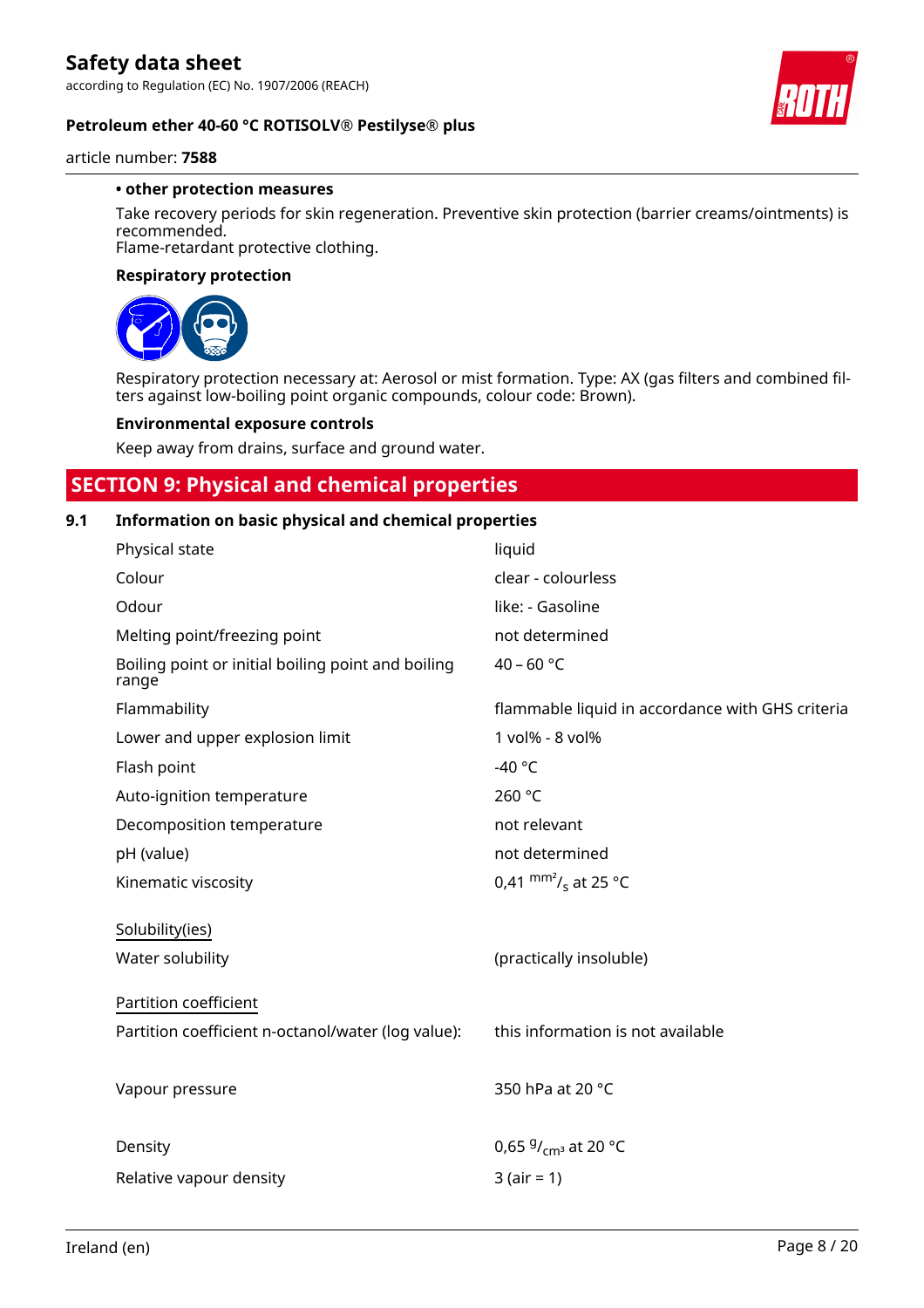**• other protection measures**

Take recovery periods for skin regeneration. Preventive skin protection (barrier creams/ointments) is recommended.
Flame-retardant protective clothing.

**Respiratory protection**

Respiratory protection necessary at: Aerosol or mist formation. Type: AX (gas filters and combined filters against low-boiling point organic compounds, colour code: Brown).

**Environmental exposure controls**

Keep away from drains, surface and ground water.

## SECTION 9: Physical and chemical properties

### 9.1 Information on basic physical and chemical properties

| | |
|---|---|
| Physical state | liquid |
| Colour | clear - colourless |
| Odour | like: - Gasoline |
| Melting point/freezing point | not determined |
| Boiling point or initial boiling point and boiling range | 40 – 60 °C |
| Flammability | flammable liquid in accordance with GHS criteria |
| Lower and upper explosion limit | 1 vol% - 8 vol% |
| Flash point | -40 °C |
| Auto-ignition temperature | 260 °C |
| Decomposition temperature | not relevant |
| pH (value) | not determined |
| Kinematic viscosity | 0,41 $^{mm^2}/_{s}$ at 25 °C |

Solubility(ies)

| | |
|---|---|
| Water solubility | (practically insoluble) |

Partition coefficient

| | |
|---|---|
| Partition coefficient n-octanol/water (log value): | this information is not available |
| Vapour pressure | 350 hPa at 20 °C |
| Density | 0,65 $^{g}/_{cm^3}$ at 20 °C |
| Relative vapour density | 3 (air = 1) |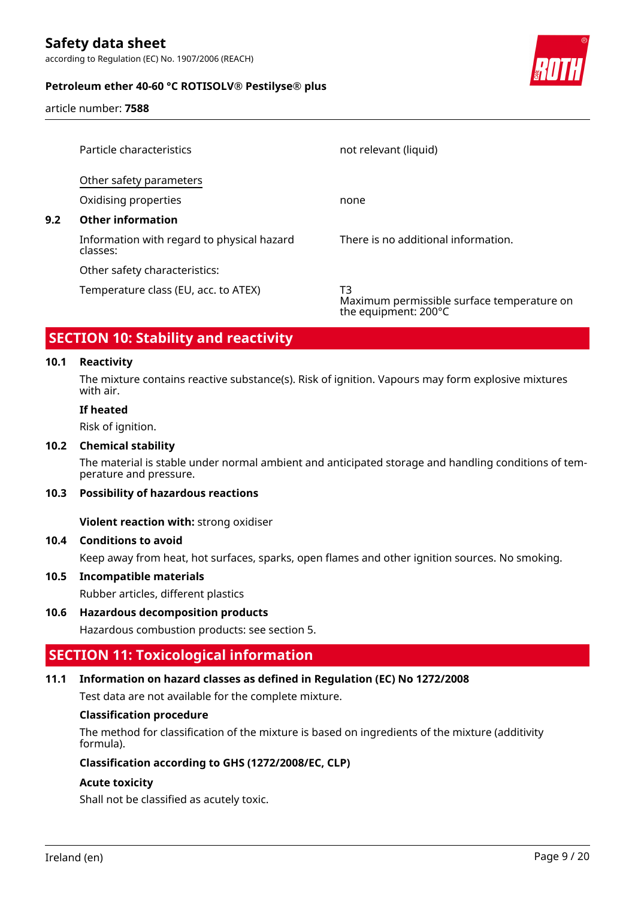| | |
|---|---|
| Particle characteristics | not relevant (liquid) |

Other safety parameters

| | |
|---|---|
| Oxidising properties | none |

### 9.2 Other information

| | |
|---|---|
| Information with regard to physical hazard classes: | There is no additional information. |
| Other safety characteristics: | |
| Temperature class (EU, acc. to ATEX) | T3<br>Maximum permissible surface temperature on the equipment: 200°C |

## SECTION 10: Stability and reactivity

### 10.1 Reactivity

The mixture contains reactive substance(s). Risk of ignition. Vapours may form explosive mixtures with air.

**If heated**

Risk of ignition.

### 10.2 Chemical stability

The material is stable under normal ambient and anticipated storage and handling conditions of temperature and pressure.

### 10.3 Possibility of hazardous reactions

**Violent reaction with:** strong oxidiser

### 10.4 Conditions to avoid

Keep away from heat, hot surfaces, sparks, open flames and other ignition sources. No smoking.

### 10.5 Incompatible materials

Rubber articles, different plastics

### 10.6 Hazardous decomposition products

Hazardous combustion products: see section 5.

## SECTION 11: Toxicological information

### 11.1 Information on hazard classes as defined in Regulation (EC) No 1272/2008

Test data are not available for the complete mixture.

**Classification procedure**

The method for classification of the mixture is based on ingredients of the mixture (additivity formula).

**Classification according to GHS (1272/2008/EC, CLP)**

**Acute toxicity**

Shall not be classified as acutely toxic.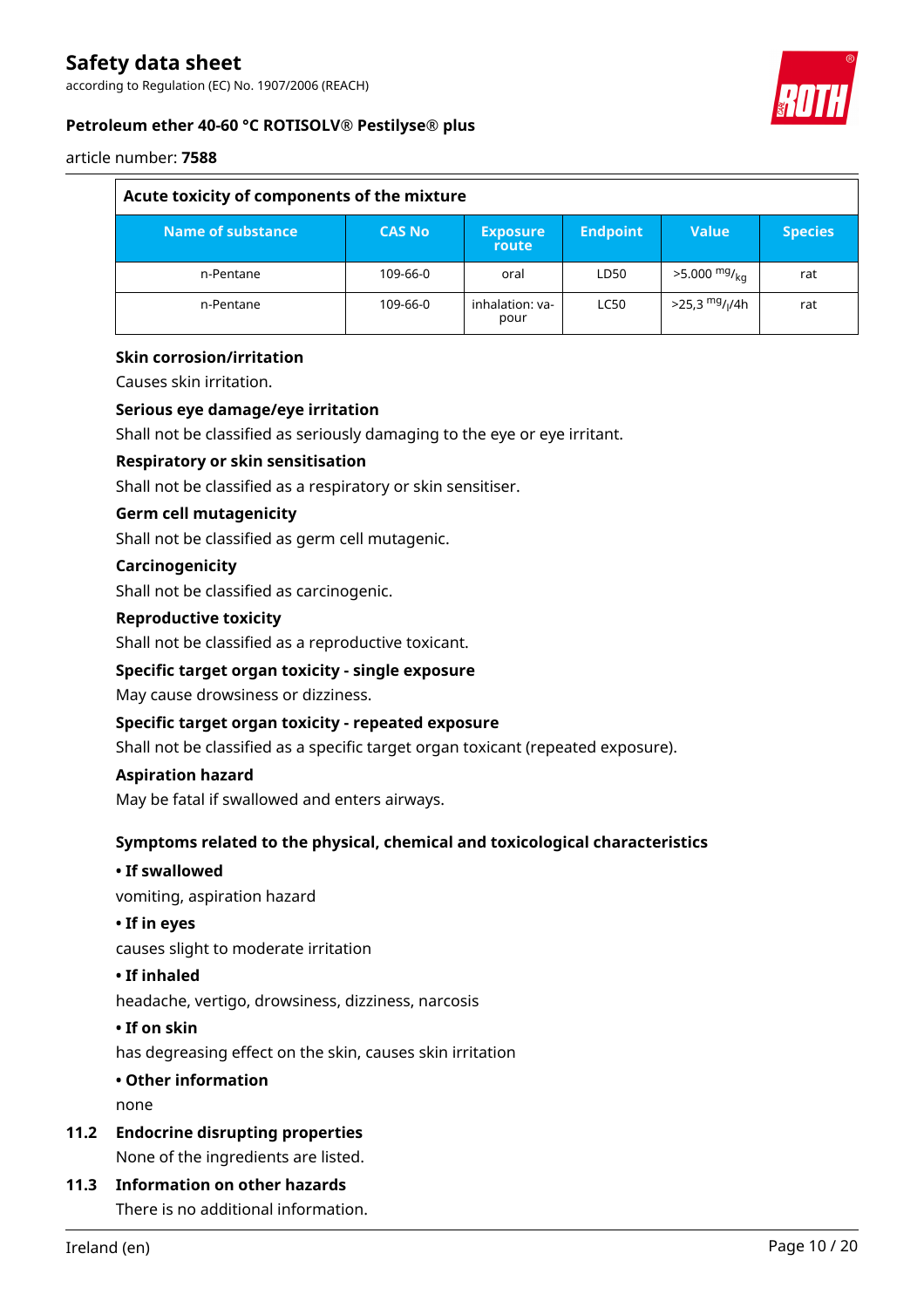| Acute toxicity of components of the mixture | | | | | |
|---|---|---|---|---|---|
| **Name of substance** | **CAS No** | **Exposure route** | **Endpoint** | **Value** | **Species** |
| n-Pentane | 109-66-0 | oral | LD50 | >5.000 $^{mg}/_{kg}$ | rat |
| n-Pentane | 109-66-0 | inhalation: vapour | LC50 | >25,3 $^{mg}/_{l}$/4h | rat |

**Skin corrosion/irritation**

Causes skin irritation.

**Serious eye damage/eye irritation**

Shall not be classified as seriously damaging to the eye or eye irritant.

**Respiratory or skin sensitisation**

Shall not be classified as a respiratory or skin sensitiser.

**Germ cell mutagenicity**

Shall not be classified as germ cell mutagenic.

**Carcinogenicity**

Shall not be classified as carcinogenic.

**Reproductive toxicity**

Shall not be classified as a reproductive toxicant.

**Specific target organ toxicity - single exposure**

May cause drowsiness or dizziness.

**Specific target organ toxicity - repeated exposure**

Shall not be classified as a specific target organ toxicant (repeated exposure).

**Aspiration hazard**

May be fatal if swallowed and enters airways.

**Symptoms related to the physical, chemical and toxicological characteristics**

**• If swallowed**

vomiting, aspiration hazard

**• If in eyes**

causes slight to moderate irritation

**• If inhaled**

headache, vertigo, drowsiness, dizziness, narcosis

**• If on skin**

has degreasing effect on the skin, causes skin irritation

**• Other information**

none

## 11.2 Endocrine disrupting properties

None of the ingredients are listed.

## 11.3 Information on other hazards

There is no additional information.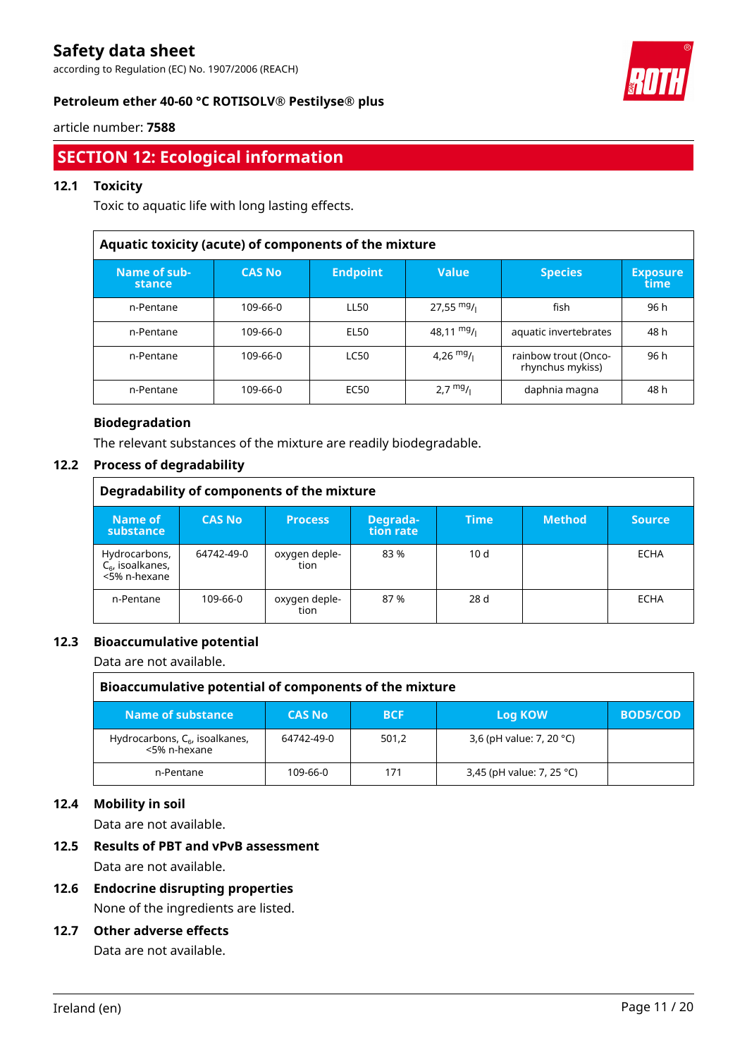## SECTION 12: Ecological information

### 12.1 Toxicity

Toxic to aquatic life with long lasting effects.

| Aquatic toxicity (acute) of components of the mixture | | | | | |
|---|---|---|---|---|---|
| **Name of substance** | **CAS No** | **Endpoint** | **Value** | **Species** | **Exposure time** |
| n-Pentane | 109-66-0 | LL50 | 27,55 $^{mg}/_{l}$ | fish | 96 h |
| n-Pentane | 109-66-0 | EL50 | 48,11 $^{mg}/_{l}$ | aquatic invertebrates | 48 h |
| n-Pentane | 109-66-0 | LC50 | 4,26 $^{mg}/_{l}$ | rainbow trout (Oncorhynchus mykiss) | 96 h |
| n-Pentane | 109-66-0 | EC50 | 2,7 $^{mg}/_{l}$ | daphnia magna | 48 h |

**Biodegradation**

The relevant substances of the mixture are readily biodegradable.

### 12.2 Process of degradability

| Degradability of components of the mixture | | | | | | |
|---|---|---|---|---|---|---|
| **Name of substance** | **CAS No** | **Process** | **Degradation rate** | **Time** | **Method** | **Source** |
| Hydrocarbons, $C_6$, isoalkanes, <5% n-hexane | 64742-49-0 | oxygen depletion | 83 % | 10 d | | ECHA |
| n-Pentane | 109-66-0 | oxygen depletion | 87 % | 28 d | | ECHA |

### 12.3 Bioaccumulative potential

Data are not available.

| Bioaccumulative potential of components of the mixture | | | | |
|---|---|---|---|---|
| **Name of substance** | **CAS No** | **BCF** | **Log KOW** | **BOD5/COD** |
| Hydrocarbons, $C_6$, isoalkanes, <5% n-hexane | 64742-49-0 | 501,2 | 3,6 (pH value: 7, 20 °C) | |
| n-Pentane | 109-66-0 | 171 | 3,45 (pH value: 7, 25 °C) | |

### 12.4 Mobility in soil

Data are not available.

### 12.5 Results of PBT and vPvB assessment

Data are not available.

### 12.6 Endocrine disrupting properties

None of the ingredients are listed.

### 12.7 Other adverse effects

Data are not available.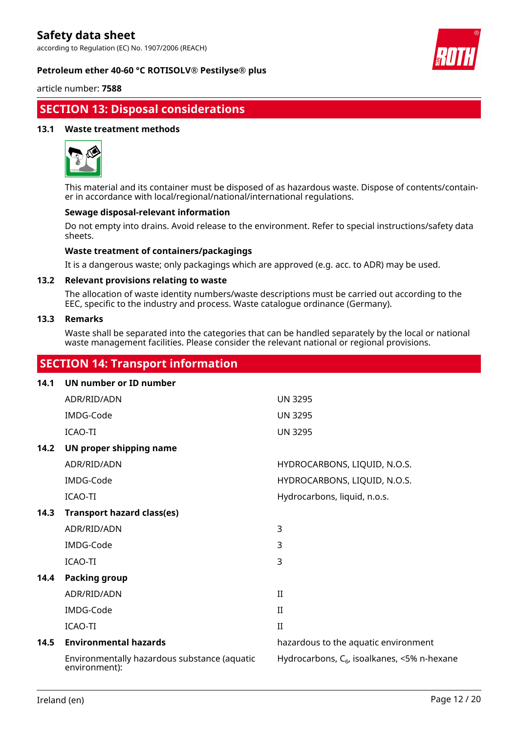## SECTION 13: Disposal considerations

### 13.1 Waste treatment methods

This material and its container must be disposed of as hazardous waste. Dispose of contents/container in accordance with local/regional/national/international regulations.

**Sewage disposal-relevant information**

Do not empty into drains. Avoid release to the environment. Refer to special instructions/safety data sheets.

**Waste treatment of containers/packagings**

It is a dangerous waste; only packagings which are approved (e.g. acc. to ADR) may be used.

### 13.2 Relevant provisions relating to waste

The allocation of waste identity numbers/waste descriptions must be carried out according to the EEC, specific to the industry and process. Waste catalogue ordinance (Germany).

### 13.3 Remarks

Waste shall be separated into the categories that can be handled separately by the local or national waste management facilities. Please consider the relevant national or regional provisions.

## SECTION 14: Transport information

### 14.1 UN number or ID number

| | |
|---|---|
| ADR/RID/ADN | UN 3295 |
| IMDG-Code | UN 3295 |
| ICAO-TI | UN 3295 |

### 14.2 UN proper shipping name

| | |
|---|---|
| ADR/RID/ADN | HYDROCARBONS, LIQUID, N.O.S. |
| IMDG-Code | HYDROCARBONS, LIQUID, N.O.S. |
| ICAO-TI | Hydrocarbons, liquid, n.o.s. |

### 14.3 Transport hazard class(es)

| | |
|---|---|
| ADR/RID/ADN | 3 |
| IMDG-Code | 3 |
| ICAO-TI | 3 |

### 14.4 Packing group

| | |
|---|---|
| ADR/RID/ADN | II |
| IMDG-Code | II |
| ICAO-TI | II |

### 14.5 Environmental hazards

hazardous to the aquatic environment

| | |
|---|---|
| Environmentally hazardous substance (aquatic environment): | Hydrocarbons, $C_6$, isoalkanes, <5% n-hexane |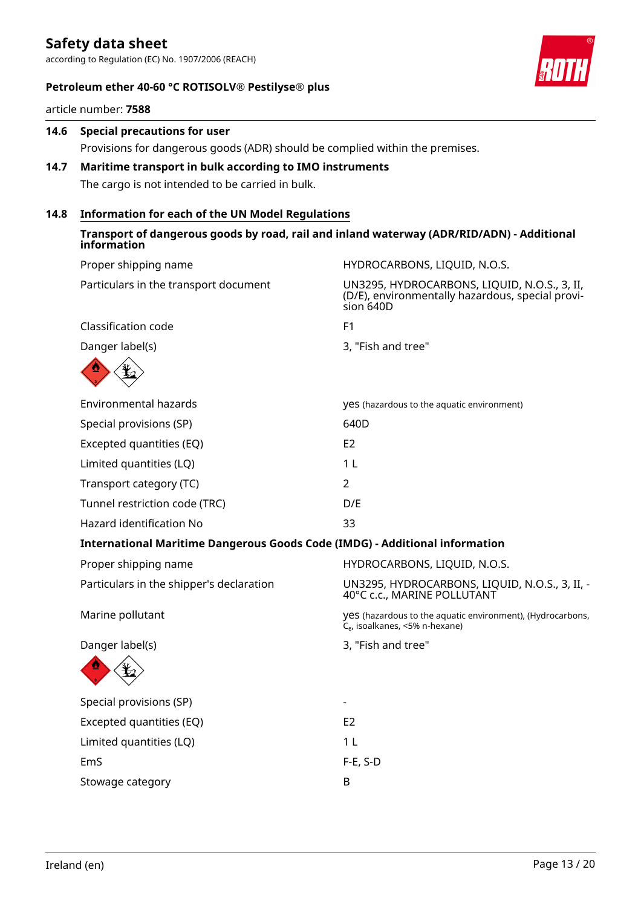### 14.6 Special precautions for user

Provisions for dangerous goods (ADR) should be complied within the premises.

### 14.7 Maritime transport in bulk according to IMO instruments

The cargo is not intended to be carried in bulk.

### 14.8 Information for each of the UN Model Regulations

**Transport of dangerous goods by road, rail and inland waterway (ADR/RID/ADN) - Additional information**

| | |
|---|---|
| Proper shipping name | HYDROCARBONS, LIQUID, N.O.S. |
| Particulars in the transport document | UN3295, HYDROCARBONS, LIQUID, N.O.S., 3, II, (D/E), environmentally hazardous, special provision 640D |
| Classification code | F1 |
| Danger label(s) | 3, "Fish and tree" |
| Environmental hazards | yes (hazardous to the aquatic environment) |
| Special provisions (SP) | 640D |
| Excepted quantities (EQ) | E2 |
| Limited quantities (LQ) | 1 L |
| Transport category (TC) | 2 |
| Tunnel restriction code (TRC) | D/E |
| Hazard identification No | 33 |

**International Maritime Dangerous Goods Code (IMDG) - Additional information**

| | |
|---|---|
| Proper shipping name | HYDROCARBONS, LIQUID, N.O.S. |
| Particulars in the shipper's declaration | UN3295, HYDROCARBONS, LIQUID, N.O.S., 3, II, -40°C c.c., MARINE POLLUTANT |
| Marine pollutant | yes (hazardous to the aquatic environment), (Hydrocarbons, $C_6$, isoalkanes, <5% n-hexane) |
| Danger label(s) | 3, "Fish and tree" |
| Special provisions (SP) | - |
| Excepted quantities (EQ) | E2 |
| Limited quantities (LQ) | 1 L |
| EmS | F-E, S-D |
| Stowage category | B |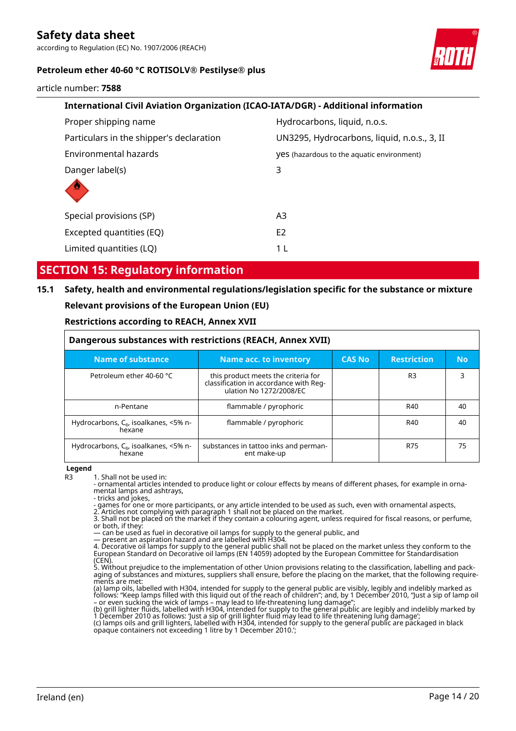**International Civil Aviation Organization (ICAO-IATA/DGR) - Additional information**

| | |
|---|---|
| Proper shipping name | Hydrocarbons, liquid, n.o.s. |
| Particulars in the shipper's declaration | UN3295, Hydrocarbons, liquid, n.o.s., 3, II |
| Environmental hazards | yes (hazardous to the aquatic environment) |
| Danger label(s) | 3 |
| Special provisions (SP) | A3 |
| Excepted quantities (EQ) | E2 |
| Limited quantities (LQ) | 1 L |

## SECTION 15: Regulatory information

### 15.1 Safety, health and environmental regulations/legislation specific for the substance or mixture

**Relevant provisions of the European Union (EU)**

**Restrictions according to REACH, Annex XVII**

**Dangerous substances with restrictions (REACH, Annex XVII)**

| Name of substance | Name acc. to inventory | CAS No | Restriction | No |
|---|---|---|---|---|
| Petroleum ether 40-60 °C | this product meets the criteria for classification in accordance with Regulation No 1272/2008/EC | | R3 | 3 |
| n-Pentane | flammable / pyrophoric | | R40 | 40 |
| Hydrocarbons, $C_6$, isoalkanes, <5% n-hexane | flammable / pyrophoric | | R40 | 40 |
| Hydrocarbons, $C_6$, isoalkanes, <5% n-hexane | substances in tattoo inks and permanent make-up | | R75 | 75 |

**Legend**

R3 1. Shall not be used in:
- ornamental articles intended to produce light or colour effects by means of different phases, for example in ornamental lamps and ashtrays,
- tricks and jokes,
- games for one or more participants, or any article intended to be used as such, even with ornamental aspects,

2. Articles not complying with paragraph 1 shall not be placed on the market.
3. Shall not be placed on the market if they contain a colouring agent, unless required for fiscal reasons, or perfume, or both, if they:
— can be used as fuel in decorative oil lamps for supply to the general public, and
— present an aspiration hazard and are labelled with H304.
4. Decorative oil lamps for supply to the general public shall not be placed on the market unless they conform to the European Standard on Decorative oil lamps (EN 14059) adopted by the European Committee for Standardisation (CEN).
5. Without prejudice to the implementation of other Union provisions relating to the classification, labelling and packaging of substances and mixtures, suppliers shall ensure, before the placing on the market, that the following requirements are met:
(a) lamp oils, labelled with H304, intended for supply to the general public are visibly, legibly and indelibly marked as follows: "Keep lamps filled with this liquid out of the reach of children"; and, by 1 December 2010, "Just a sip of lamp oil – or even sucking the wick of lamps – may lead to life-threatening lung damage";
(b) grill lighter fluids, labelled with H304, intended for supply to the general public are legibly and indelibly marked by 1 December 2010 as follows: 'Just a sip of grill lighter fluid may lead to life threatening lung damage';
(c) lamps oils and grill lighters, labelled with H304, intended for supply to the general public are packaged in black opaque containers not exceeding 1 litre by 1 December 2010.';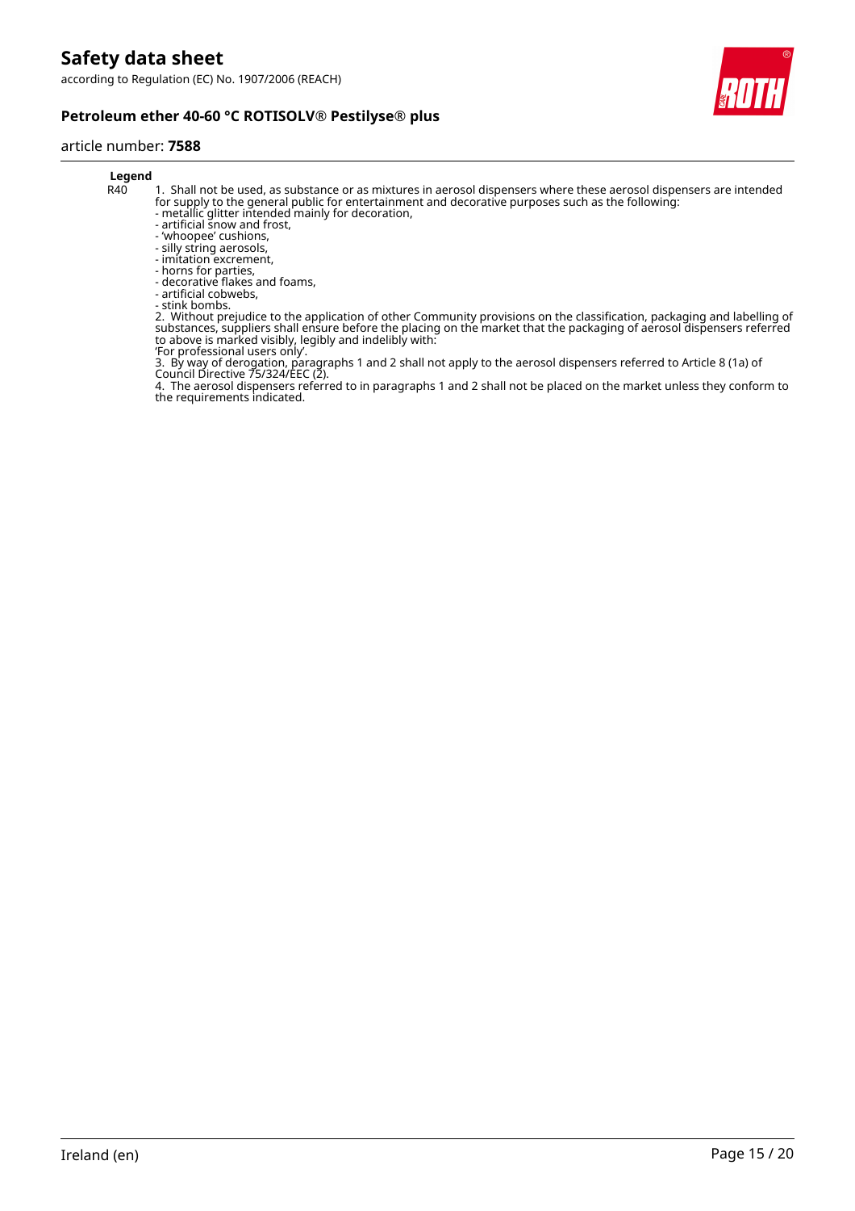**Legend**

| | |
|---|---|
| R40 | 1. Shall not be used, as substance or as mixtures in aerosol dispensers where these aerosol dispensers are intended for supply to the general public for entertainment and decorative purposes such as the following:<br>- metallic glitter intended mainly for decoration,<br>- artificial snow and frost,<br>- 'whoopee' cushions,<br>- silly string aerosols,<br>- imitation excrement,<br>- horns for parties,<br>- decorative flakes and foams,<br>- artificial cobwebs,<br>- stink bombs.<br>2. Without prejudice to the application of other Community provisions on the classification, packaging and labelling of substances, suppliers shall ensure before the placing on the market that the packaging of aerosol dispensers referred to above is marked visibly, legibly and indelibly with:<br>'For professional users only'.<br>3. By way of derogation, paragraphs 1 and 2 shall not apply to the aerosol dispensers referred to Article 8 (1a) of Council Directive 75/324/EEC (2).<br>4. The aerosol dispensers referred to in paragraphs 1 and 2 shall not be placed on the market unless they conform to the requirements indicated. |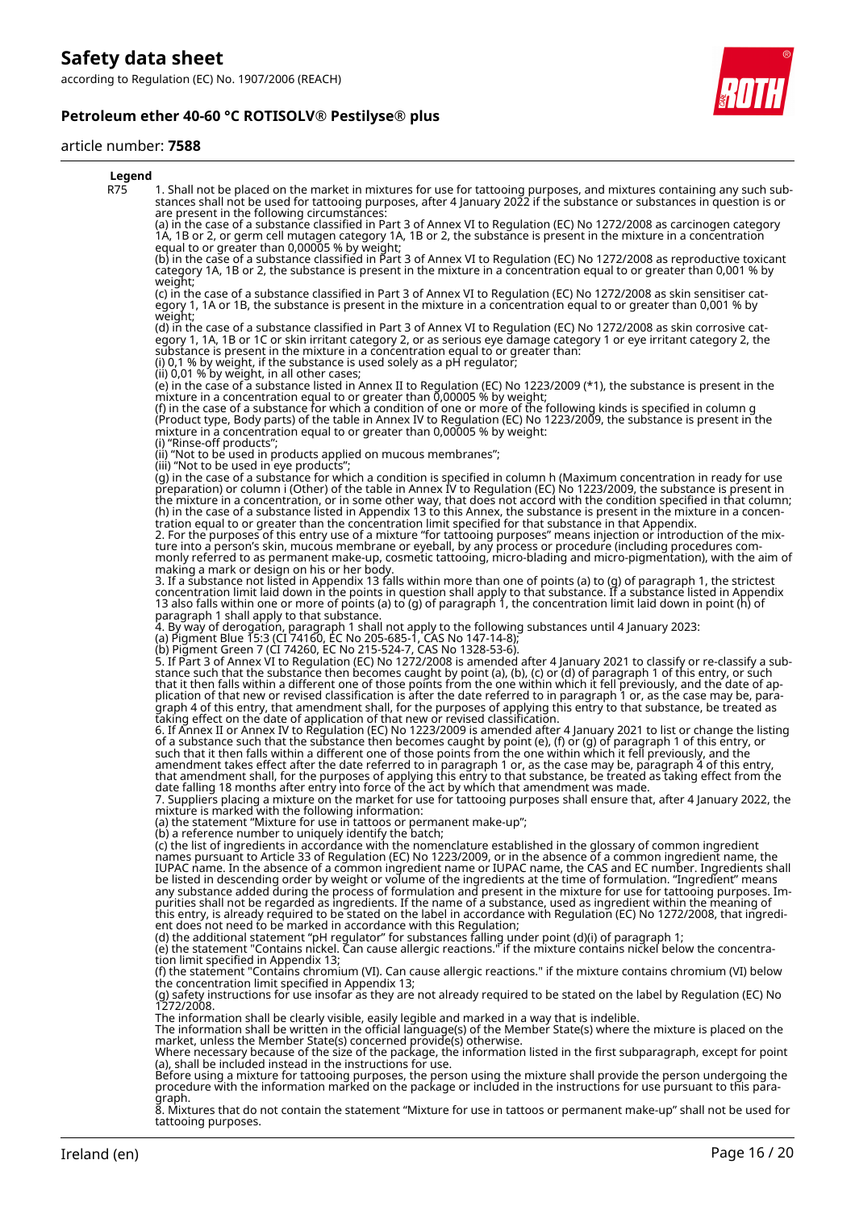**Legend**

R75 1. Shall not be placed on the market in mixtures for use for tattooing purposes, and mixtures containing any such substances shall not be used for tattooing purposes, after 4 January 2022 if the substance or substances in question is or are present in the following circumstances:
(a) in the case of a substance classified in Part 3 of Annex VI to Regulation (EC) No 1272/2008 as carcinogen category 1A, 1B or 2, or germ cell mutagen category 1A, 1B or 2, the substance is present in the mixture in a concentration equal to or greater than 0,00005 % by weight;
(b) in the case of a substance classified in Part 3 of Annex VI to Regulation (EC) No 1272/2008 as reproductive toxicant category 1A, 1B or 2, the substance is present in the mixture in a concentration equal to or greater than 0,001 % by weight;
(c) in the case of a substance classified in Part 3 of Annex VI to Regulation (EC) No 1272/2008 as skin sensitiser category 1, 1A or 1B, the substance is present in the mixture in a concentration equal to or greater than 0,001 % by weight;
(d) in the case of a substance classified in Part 3 of Annex VI to Regulation (EC) No 1272/2008 as skin corrosive category 1, 1A, 1B or 1C or skin irritant category 2, or as serious eye damage category 1 or eye irritant category 2, the substance is present in the mixture in a concentration equal to or greater than:
(i) 0,1 % by weight, if the substance is used solely as a pH regulator;
(ii) 0,01 % by weight, in all other cases;
(e) in the case of a substance listed in Annex II to Regulation (EC) No 1223/2009 (*1), the substance is present in the mixture in a concentration equal to or greater than 0,00005 % by weight;
(f) in the case of a substance for which a condition of one or more of the following kinds is specified in column g (Product type, Body parts) of the table in Annex IV to Regulation (EC) No 1223/2009, the substance is present in the mixture in a concentration equal to or greater than 0,00005 % by weight:
(i) "Rinse-off products";
(ii) "Not to be used in products applied on mucous membranes";
(iii) "Not to be used in eye products";
(g) in the case of a substance for which a condition is specified in column h (Maximum concentration in ready for use preparation) or column i (Other) of the table in Annex IV to Regulation (EC) No 1223/2009, the substance is present in the mixture in a concentration, or in some other way, that does not accord with the condition specified in that column;
(h) in the case of a substance listed in Appendix 13 to this Annex, the substance is present in the mixture in a concentration equal to or greater than the concentration limit specified for that substance in that Appendix.
2. For the purposes of this entry use of a mixture "for tattooing purposes" means injection or introduction of the mixture into a person's skin, mucous membrane or eyeball, by any process or procedure (including procedures commonly referred to as permanent make-up, cosmetic tattooing, micro-blading and micro-pigmentation), with the aim of making a mark or design on his or her body.
3. If a substance not listed in Appendix 13 falls within more than one of points (a) to (g) of paragraph 1, the strictest concentration limit laid down in the points in question shall apply to that substance. If a substance listed in Appendix 13 also falls within one or more of points (a) to (g) of paragraph 1, the concentration limit laid down in point (h) of paragraph 1 shall apply to that substance.
4. By way of derogation, paragraph 1 shall not apply to the following substances until 4 January 2023:
(a) Pigment Blue 15:3 (CI 74160, EC No 205-685-1, CAS No 147-14-8);
(b) Pigment Green 7 (CI 74260, EC No 215-524-7, CAS No 1328-53-6).
5. If Part 3 of Annex VI to Regulation (EC) No 1272/2008 is amended after 4 January 2021 to classify or re-classify a substance such that the substance then becomes caught by point (a), (b), (c) or (d) of paragraph 1 of this entry, or such that it then falls within a different one of those points from the one within which it fell previously, and the date of application of that new or revised classification is after the date referred to in paragraph 1 or, as the case may be, paragraph 4 of this entry, that amendment shall, for the purposes of applying this entry to that substance, be treated as taking effect on the date of application of that new or revised classification.
6. If Annex II or Annex IV to Regulation (EC) No 1223/2009 is amended after 4 January 2021 to list or change the listing of a substance such that the substance then becomes caught by point (e), (f) or (g) of paragraph 1 of this entry, or such that it then falls within a different one of those points from the one within which it fell previously, and the amendment takes effect after the date referred to in paragraph 1 or, as the case may be, paragraph 4 of this entry, that amendment shall, for the purposes of applying this entry to that substance, be treated as taking effect from the date falling 18 months after entry into force of the act by which that amendment was made.
7. Suppliers placing a mixture on the market for use for tattooing purposes shall ensure that, after 4 January 2022, the mixture is marked with the following information:
(a) the statement "Mixture for use in tattoos or permanent make-up";
(b) a reference number to uniquely identify the batch;
(c) the list of ingredients in accordance with the nomenclature established in the glossary of common ingredient names pursuant to Article 33 of Regulation (EC) No 1223/2009, or in the absence of a common ingredient name, the IUPAC name. In the absence of a common ingredient name or IUPAC name, the CAS and EC number. Ingredients shall be listed in descending order by weight or volume of the ingredients at the time of formulation. "Ingredient" means any substance added during the process of formulation and present in the mixture for use for tattooing purposes. Impurities shall not be regarded as ingredients. If the name of a substance, used as ingredient within the meaning of this entry, is already required to be stated on the label in accordance with Regulation (EC) No 1272/2008, that ingredient does not need to be marked in accordance with this Regulation;
(d) the additional statement "pH regulator" for substances falling under point (d)(i) of paragraph 1;
(e) the statement "Contains nickel. Can cause allergic reactions." if the mixture contains nickel below the concentration limit specified in Appendix 13;
(f) the statement "Contains chromium (VI). Can cause allergic reactions." if the mixture contains chromium (VI) below the concentration limit specified in Appendix 13;
(g) safety instructions for use insofar as they are not already required to be stated on the label by Regulation (EC) No 1272/2008.
The information shall be clearly visible, easily legible and marked in a way that is indelible.
The information shall be written in the official language(s) of the Member State(s) where the mixture is placed on the market, unless the Member State(s) concerned provide(s) otherwise.
Where necessary because of the size of the package, the information listed in the first subparagraph, except for point (a), shall be included instead in the instructions for use.
Before using a mixture for tattooing purposes, the person using the mixture shall provide the person undergoing the procedure with the information marked on the package or included in the instructions for use pursuant to this paragraph.
8. Mixtures that do not contain the statement "Mixture for use in tattoos or permanent make-up" shall not be used for tattooing purposes.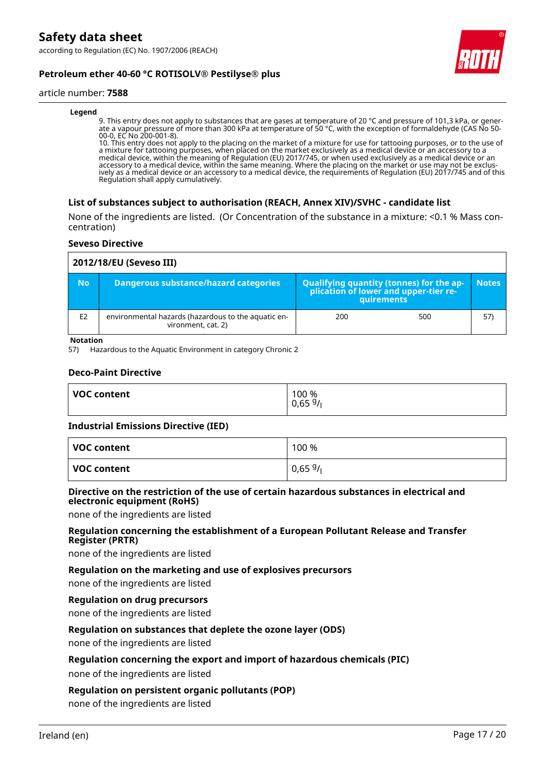**Legend**

9. This entry does not apply to substances that are gases at temperature of 20 °C and pressure of 101,3 kPa, or generate a vapour pressure of more than 300 kPa at temperature of 50 °C, with the exception of formaldehyde (CAS No 50-00-0, EC No 200-001-8).
10. This entry does not apply to the placing on the market of a mixture for use for tattooing purposes, or to the use of a mixture for tattooing purposes, when placed on the market exclusively as a medical device or an accessory to a medical device, within the meaning of Regulation (EU) 2017/745, or when used exclusively as a medical device or an accessory to a medical device, within the same meaning. Where the placing on the market or use may not be exclusively as a medical device or an accessory to a medical device, the requirements of Regulation (EU) 2017/745 and of this Regulation shall apply cumulatively.

### List of substances subject to authorisation (REACH, Annex XIV)/SVHC - candidate list

None of the ingredients are listed. (Or Concentration of the substance in a mixture: <0.1 % Mass concentration)

#### Seveso Directive

| 2012/18/EU (Seveso III) | | | | |
|---|---|---|---|---|
| **No** | **Dangerous substance/hazard categories** | **Qualifying quantity (tonnes) for the application of lower and upper-tier requirements** | | **Notes** |
| E2 | environmental hazards (hazardous to the aquatic environment, cat. 2) | 200 | 500 | 57) |

**Notation**

57) Hazardous to the Aquatic Environment in category Chronic 2

#### Deco-Paint Directive

| VOC content | 100 %<br>0,65 g/l |
|---|---|

#### Industrial Emissions Directive (IED)

| VOC content | 100 % |
|---|---|
| **VOC content** | 0,65 g/l |

#### Directive on the restriction of the use of certain hazardous substances in electrical and electronic equipment (RoHS)

none of the ingredients are listed

#### Regulation concerning the establishment of a European Pollutant Release and Transfer Register (PRTR)

none of the ingredients are listed

#### Regulation on the marketing and use of explosives precursors

none of the ingredients are listed

#### Regulation on drug precursors

none of the ingredients are listed

#### Regulation on substances that deplete the ozone layer (ODS)

none of the ingredients are listed

#### Regulation concerning the export and import of hazardous chemicals (PIC)

none of the ingredients are listed

#### Regulation on persistent organic pollutants (POP)

none of the ingredients are listed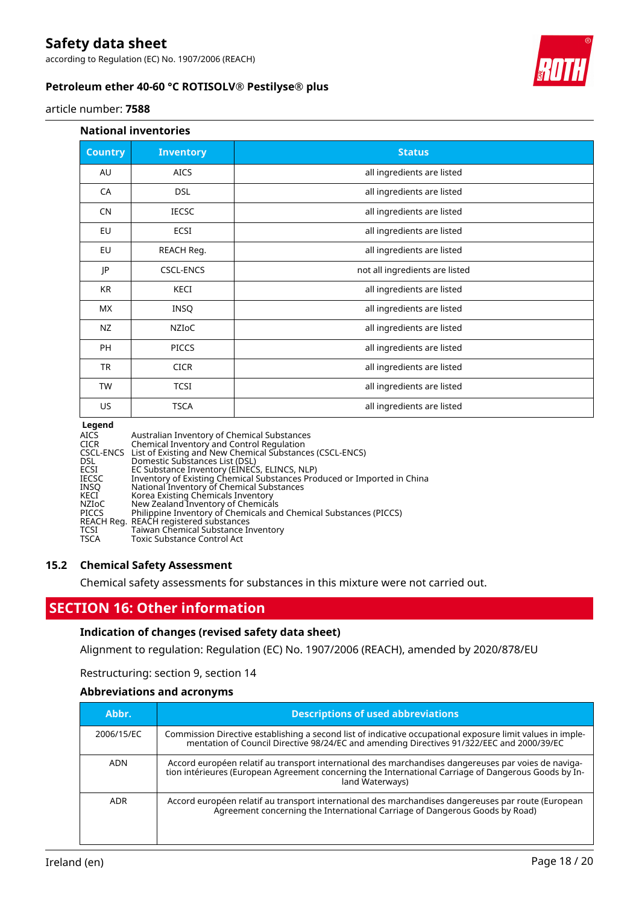### National inventories

| Country | Inventory | Status |
|---|---|---|
| AU | AICS | all ingredients are listed |
| CA | DSL | all ingredients are listed |
| CN | IECSC | all ingredients are listed |
| EU | ECSI | all ingredients are listed |
| EU | REACH Reg. | all ingredients are listed |
| JP | CSCL-ENCS | not all ingredients are listed |
| KR | KECI | all ingredients are listed |
| MX | INSQ | all ingredients are listed |
| NZ | NZIoC | all ingredients are listed |
| PH | PICCS | all ingredients are listed |
| TR | CICR | all ingredients are listed |
| TW | TCSI | all ingredients are listed |
| US | TSCA | all ingredients are listed |

**Legend**

AICS Australian Inventory of Chemical Substances
CICR Chemical Inventory and Control Regulation
CSCL-ENCS List of Existing and New Chemical Substances (CSCL-ENCS)
DSL Domestic Substances List (DSL)
ECSI EC Substance Inventory (EINECS, ELINCS, NLP)
IECSC Inventory of Existing Chemical Substances Produced or Imported in China
INSQ National Inventory of Chemical Substances
KECI Korea Existing Chemicals Inventory
NZIoC New Zealand Inventory of Chemicals
PICCS Philippine Inventory of Chemicals and Chemical Substances (PICCS)
REACH Reg. REACH registered substances
TCSI Taiwan Chemical Substance Inventory
TSCA Toxic Substance Control Act

### 15.2 Chemical Safety Assessment

Chemical safety assessments for substances in this mixture were not carried out.

## SECTION 16: Other information

### Indication of changes (revised safety data sheet)

Alignment to regulation: Regulation (EC) No. 1907/2006 (REACH), amended by 2020/878/EU

Restructuring: section 9, section 14

### Abbreviations and acronyms

| Abbr. | Descriptions of used abbreviations |
|---|---|
| 2006/15/EC | Commission Directive establishing a second list of indicative occupational exposure limit values in implementation of Council Directive 98/24/EC and amending Directives 91/322/EEC and 2000/39/EC |
| ADN | Accord européen relatif au transport international des marchandises dangereuses par voies de navigation intérieures (European Agreement concerning the International Carriage of Dangerous Goods by Inland Waterways) |
| ADR | Accord européen relatif au transport international des marchandises dangereuses par route (European Agreement concerning the International Carriage of Dangerous Goods by Road) |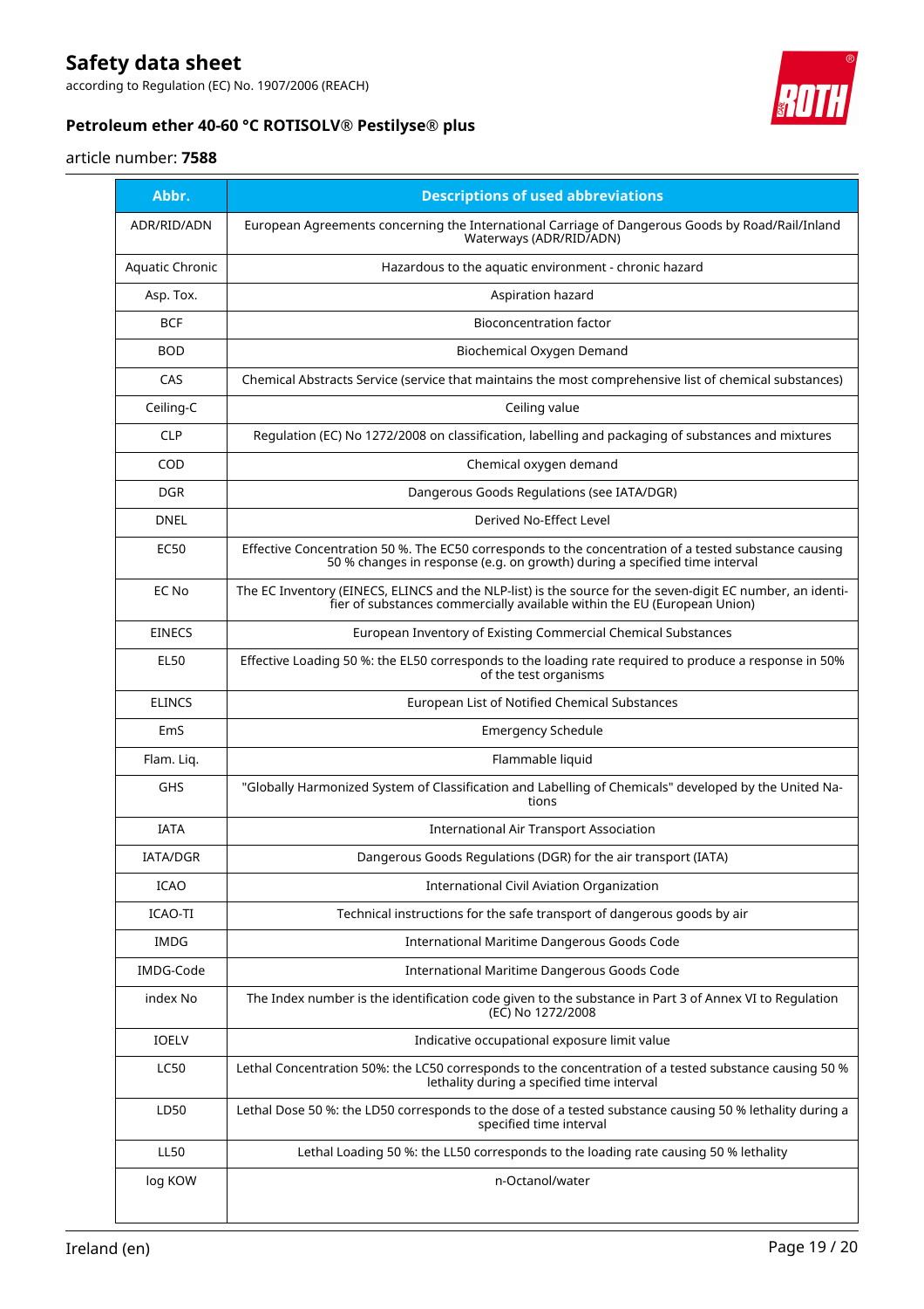| Abbr. | Descriptions of used abbreviations |
|---|---|
| ADR/RID/ADN | European Agreements concerning the International Carriage of Dangerous Goods by Road/Rail/Inland Waterways (ADR/RID/ADN) |
| Aquatic Chronic | Hazardous to the aquatic environment - chronic hazard |
| Asp. Tox. | Aspiration hazard |
| BCF | Bioconcentration factor |
| BOD | Biochemical Oxygen Demand |
| CAS | Chemical Abstracts Service (service that maintains the most comprehensive list of chemical substances) |
| Ceiling-C | Ceiling value |
| CLP | Regulation (EC) No 1272/2008 on classification, labelling and packaging of substances and mixtures |
| COD | Chemical oxygen demand |
| DGR | Dangerous Goods Regulations (see IATA/DGR) |
| DNEL | Derived No-Effect Level |
| EC50 | Effective Concentration 50 %. The EC50 corresponds to the concentration of a tested substance causing 50 % changes in response (e.g. on growth) during a specified time interval |
| EC No | The EC Inventory (EINECS, ELINCS and the NLP-list) is the source for the seven-digit EC number, an identifier of substances commercially available within the EU (European Union) |
| EINECS | European Inventory of Existing Commercial Chemical Substances |
| EL50 | Effective Loading 50 %: the EL50 corresponds to the loading rate required to produce a response in 50% of the test organisms |
| ELINCS | European List of Notified Chemical Substances |
| EmS | Emergency Schedule |
| Flam. Liq. | Flammable liquid |
| GHS | "Globally Harmonized System of Classification and Labelling of Chemicals" developed by the United Nations |
| IATA | International Air Transport Association |
| IATA/DGR | Dangerous Goods Regulations (DGR) for the air transport (IATA) |
| ICAO | International Civil Aviation Organization |
| ICAO-TI | Technical instructions for the safe transport of dangerous goods by air |
| IMDG | International Maritime Dangerous Goods Code |
| IMDG-Code | International Maritime Dangerous Goods Code |
| index No | The Index number is the identification code given to the substance in Part 3 of Annex VI to Regulation (EC) No 1272/2008 |
| IOELV | Indicative occupational exposure limit value |
| LC50 | Lethal Concentration 50%: the LC50 corresponds to the concentration of a tested substance causing 50 % lethality during a specified time interval |
| LD50 | Lethal Dose 50 %: the LD50 corresponds to the dose of a tested substance causing 50 % lethality during a specified time interval |
| LL50 | Lethal Loading 50 %: the LL50 corresponds to the loading rate causing 50 % lethality |
| log KOW | n-Octanol/water |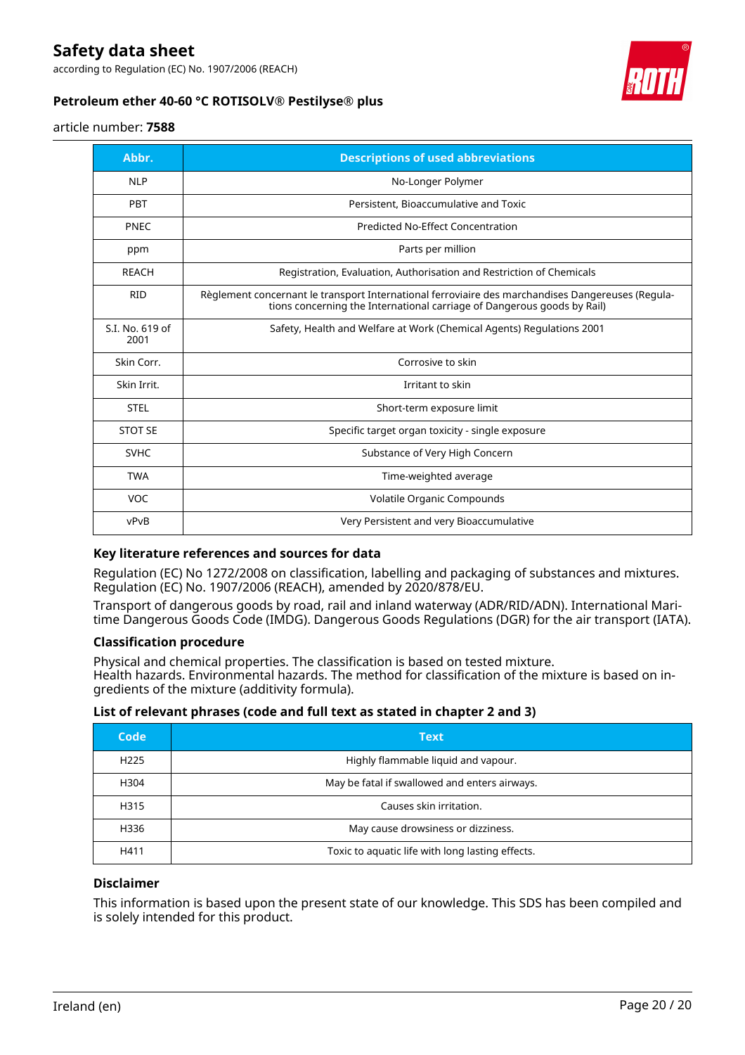| Abbr. | Descriptions of used abbreviations |
|---|---|
| NLP | No-Longer Polymer |
| PBT | Persistent, Bioaccumulative and Toxic |
| PNEC | Predicted No-Effect Concentration |
| ppm | Parts per million |
| REACH | Registration, Evaluation, Authorisation and Restriction of Chemicals |
| RID | Règlement concernant le transport International ferroviaire des marchandises Dangereuses (Regulations concerning the International carriage of Dangerous goods by Rail) |
| S.I. No. 619 of 2001 | Safety, Health and Welfare at Work (Chemical Agents) Regulations 2001 |
| Skin Corr. | Corrosive to skin |
| Skin Irrit. | Irritant to skin |
| STEL | Short-term exposure limit |
| STOT SE | Specific target organ toxicity - single exposure |
| SVHC | Substance of Very High Concern |
| TWA | Time-weighted average |
| VOC | Volatile Organic Compounds |
| vPvB | Very Persistent and very Bioaccumulative |

### Key literature references and sources for data

Regulation (EC) No 1272/2008 on classification, labelling and packaging of substances and mixtures. Regulation (EC) No. 1907/2006 (REACH), amended by 2020/878/EU.

Transport of dangerous goods by road, rail and inland waterway (ADR/RID/ADN). International Maritime Dangerous Goods Code (IMDG). Dangerous Goods Regulations (DGR) for the air transport (IATA).

### Classification procedure

Physical and chemical properties. The classification is based on tested mixture.
Health hazards. Environmental hazards. The method for classification of the mixture is based on ingredients of the mixture (additivity formula).

### List of relevant phrases (code and full text as stated in chapter 2 and 3)

| Code | Text |
|---|---|
| H225 | Highly flammable liquid and vapour. |
| H304 | May be fatal if swallowed and enters airways. |
| H315 | Causes skin irritation. |
| H336 | May cause drowsiness or dizziness. |
| H411 | Toxic to aquatic life with long lasting effects. |

### Disclaimer

This information is based upon the present state of our knowledge. This SDS has been compiled and is solely intended for this product.